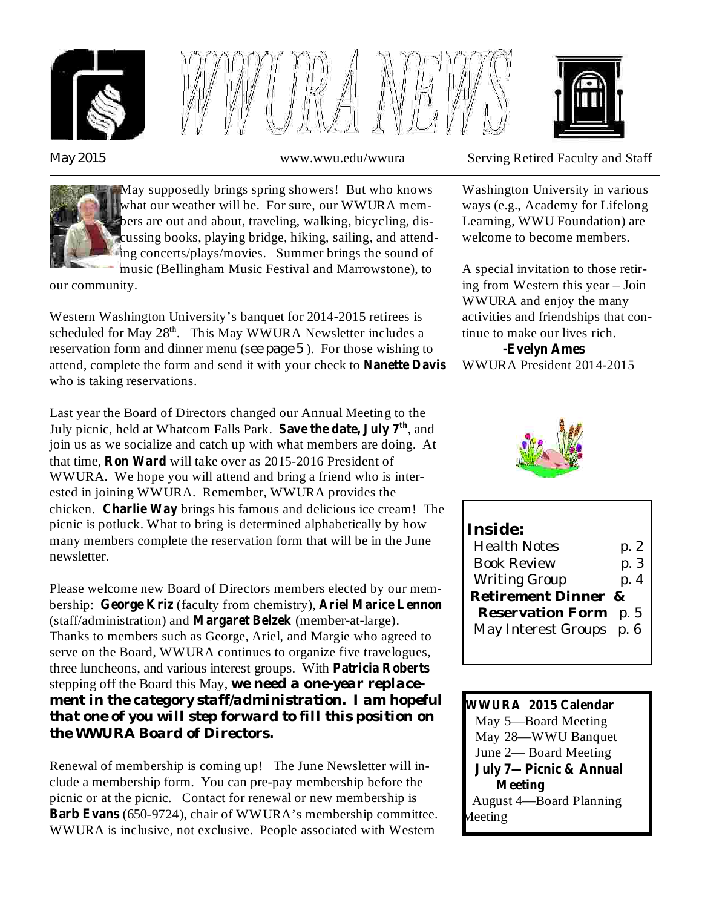# WWURA NEWS

May 2015 www.wwu.edu/wwura Serving Retired Faculty and Staff

May supposedly brings spring showers! But who knows what our weather will be. For sure, our WWURA members are out and about, traveling, walking, bicycling, discussing books, playing bridge, hiking, sailing, and attending concerts/plays/movies. Summer brings the sound of music (Bellingham Music Festival and Marrowstone), to our community.

Western Washington University's banquet for 2014-2015 retirees is scheduled for May 28th. This May WWURA Newsletter includes a reservation form and dinner menu (see page 5 ). For those wishing to attend, complete the form and send it with your check to **Nanette Davis** who is taking reservations.

Last year the Board of Directors changed our Annual Meeting to the July picnic, held at Whatcom Falls Park. **Save the date, July 7th**, and join us as we socialize and catch up with what members are doing. At that time, **Ron Ward** will take over as 2015-2016 President of WWURA. We hope you will attend and bring a friend who is interested in joining WWURA. Remember, WWURA provides the chicken. **Charlie Way** brings his famous and delicious ice cream! The picnic is potluck. What to bring is determined alphabetically by how many members complete the reservation form that will be in the June newsletter.

Please welcome new Board of Directors members elected by our membership: **George Kriz** (faculty from chemistry), **Ariel Marice Lennon** (staff/administration) and **Margaret Belzek** (member-at-large). Thanks to members such as George, Ariel, and Margie who agreed to serve on the Board, WWURA continues to organize five travelogues, three luncheons, and various interest groups. With **Patricia Roberts** stepping off the Board this May, ***we need a one-year replacement in the category staff/administration. I am hopeful that one of you will step forward to fill this position on the WWURA Board of Directors.***

Renewal of membership is coming up! The June Newsletter will include a membership form. You can pre-pay membership before the picnic or at the picnic. Contact for renewal or new membership is **Barb Evans** (650-9724), chair of WWURA's membership committee. WWURA is inclusive, not exclusive. People associated with Western Washington University in various ways (e.g., Academy for Lifelong Learning, WWU Foundation) are welcome to become members.

A special invitation to those retiring from Western this year – Join WWURA and enjoy the many activities and friendships that continue to make our lives rich.

**-Evelyn Ames**
WWURA President 2014-2015

**Inside:**

- Health Notes p. 2
- Book Review p. 3
- Writing Group p. 4
- **Retirement Dinner & Reservation Form** p. 5
- May Interest Groups p. 6

**WWURA 2015 Calendar**

- May 5—Board Meeting
- May 28—WWU Banquet
- June 2— Board Meeting
- **July 7—Picnic & Annual Meeting**
- August 4—Board Planning Meeting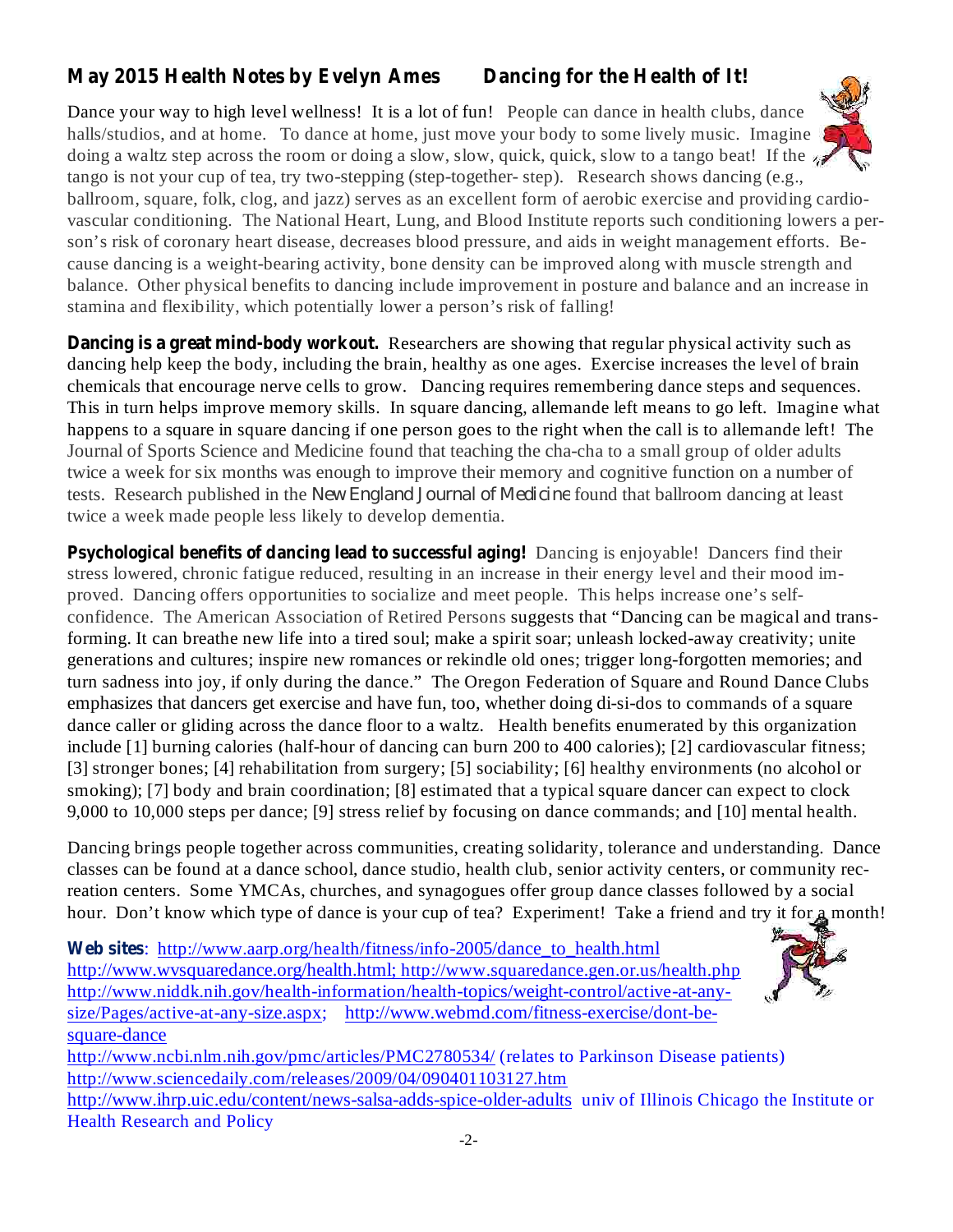## May 2015 Health Notes by Evelyn Ames Dancing for the Health of It!

Dance your way to high level wellness! It is a lot of fun! People can dance in health clubs, dance halls/studios, and at home. To dance at home, just move your body to some lively music. Imagine doing a waltz step across the room or doing a slow, slow, quick, quick, slow to a tango beat! If the tango is not your cup of tea, try two-stepping (step-together- step). Research shows dancing (e.g., ballroom, square, folk, clog, and jazz) serves as an excellent form of aerobic exercise and providing cardio-vascular conditioning. The National Heart, Lung, and Blood Institute reports such conditioning lowers a person's risk of coronary heart disease, decreases blood pressure, and aids in weight management efforts. Because dancing is a weight-bearing activity, bone density can be improved along with muscle strength and balance. Other physical benefits to dancing include improvement in posture and balance and an increase in stamina and flexibility, which potentially lower a person's risk of falling!

**Dancing is a great mind-body workout.** Researchers are showing that regular physical activity such as dancing help keep the body, including the brain, healthy as one ages. Exercise increases the level of brain chemicals that encourage nerve cells to grow. Dancing requires remembering dance steps and sequences. This in turn helps improve memory skills. In square dancing, allemande left means to go left. Imagine what happens to a square in square dancing if one person goes to the right when the call is to allemande left! The Journal of Sports Science and Medicine found that teaching the cha-cha to a small group of older adults twice a week for six months was enough to improve their memory and cognitive function on a number of tests. Research published in the *New England Journal of Medicine* found that ballroom dancing at least twice a week made people less likely to develop dementia.

**Psychological benefits of dancing lead to successful aging!** Dancing is enjoyable! Dancers find their stress lowered, chronic fatigue reduced, resulting in an increase in their energy level and their mood improved. Dancing offers opportunities to socialize and meet people. This helps increase one's self-confidence. The American Association of Retired Persons suggests that "Dancing can be magical and transforming. It can breathe new life into a tired soul; make a spirit soar; unleash locked-away creativity; unite generations and cultures; inspire new romances or rekindle old ones; trigger long-forgotten memories; and turn sadness into joy, if only during the dance." The Oregon Federation of Square and Round Dance Clubs emphasizes that dancers get exercise and have fun, too, whether doing di-si-dos to commands of a square dance caller or gliding across the dance floor to a waltz. Health benefits enumerated by this organization include [1] burning calories (half-hour of dancing can burn 200 to 400 calories); [2] cardiovascular fitness; [3] stronger bones; [4] rehabilitation from surgery; [5] sociability; [6] healthy environments (no alcohol or smoking); [7] body and brain coordination; [8] estimated that a typical square dancer can expect to clock 9,000 to 10,000 steps per dance; [9] stress relief by focusing on dance commands; and [10] mental health.

Dancing brings people together across communities, creating solidarity, tolerance and understanding. Dance classes can be found at a dance school, dance studio, health club, senior activity centers, or community recreation centers. Some YMCAs, churches, and synagogues offer group dance classes followed by a social hour. Don't know which type of dance is your cup of tea? Experiment! Take a friend and try it for a month!

**Web sites**: http://www.aarp.org/health/fitness/info-2005/dance_to_health.html
http://www.wvsquaredance.org/health.html; http://www.squaredance.gen.or.us/health.php
http://www.niddk.nih.gov/health-information/health-topics/weight-control/active-at-any-size/Pages/active-at-any-size.aspx; http://www.webmd.com/fitness-exercise/dont-be-square-dance
http://www.ncbi.nlm.nih.gov/pmc/articles/PMC2780534/ (relates to Parkinson Disease patients)
http://www.sciencedaily.com/releases/2009/04/090401103127.htm
http://www.ihrp.uic.edu/content/news-salsa-adds-spice-older-adults univ of Illinois Chicago the Institute or Health Research and Policy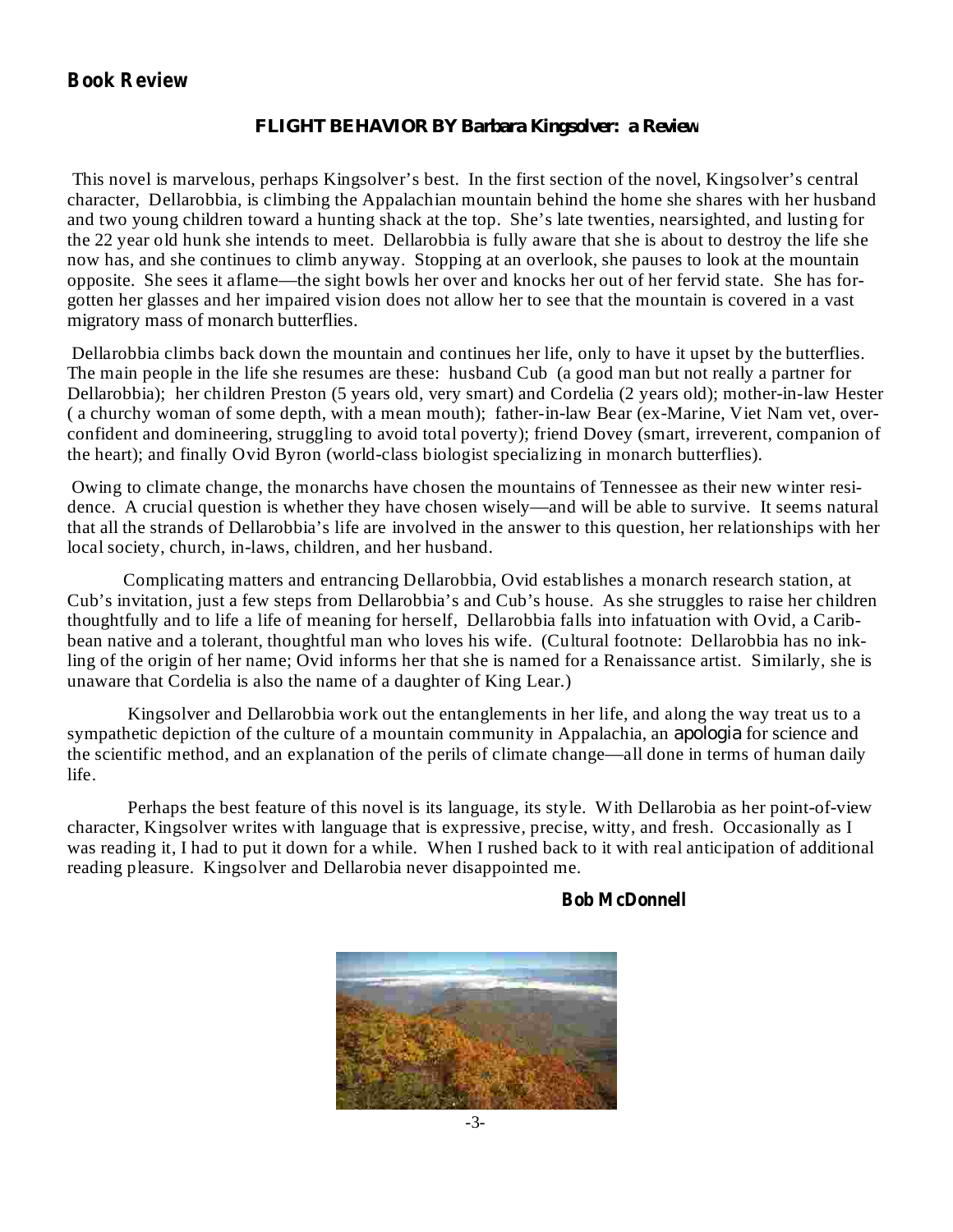## Book Review

### FLIGHT BEHAVIOR BY Barbara Kingsolver: a Review

This novel is marvelous, perhaps Kingsolver's best. In the first section of the novel, Kingsolver's central character, Dellarobbia, is climbing the Appalachian mountain behind the home she shares with her husband and two young children toward a hunting shack at the top. She's late twenties, nearsighted, and lusting for the 22 year old hunk she intends to meet. Dellarobbia is fully aware that she is about to destroy the life she now has, and she continues to climb anyway. Stopping at an overlook, she pauses to look at the mountain opposite. She sees it aflame—the sight bowls her over and knocks her out of her fervid state. She has forgotten her glasses and her impaired vision does not allow her to see that the mountain is covered in a vast migratory mass of monarch butterflies.

Dellarobbia climbs back down the mountain and continues her life, only to have it upset by the butterflies. The main people in the life she resumes are these: husband Cub (a good man but not really a partner for Dellarobbia); her children Preston (5 years old, very smart) and Cordelia (2 years old); mother-in-law Hester ( a churchy woman of some depth, with a mean mouth); father-in-law Bear (ex-Marine, Viet Nam vet, overconfident and domineering, struggling to avoid total poverty); friend Dovey (smart, irreverent, companion of the heart); and finally Ovid Byron (world-class biologist specializing in monarch butterflies).

Owing to climate change, the monarchs have chosen the mountains of Tennessee as their new winter residence. A crucial question is whether they have chosen wisely—and will be able to survive. It seems natural that all the strands of Dellarobbia's life are involved in the answer to this question, her relationships with her local society, church, in-laws, children, and her husband.

Complicating matters and entrancing Dellarobbia, Ovid establishes a monarch research station, at Cub's invitation, just a few steps from Dellarobbia's and Cub's house. As she struggles to raise her children thoughtfully and to life a life of meaning for herself, Dellarobbia falls into infatuation with Ovid, a Caribbean native and a tolerant, thoughtful man who loves his wife. (Cultural footnote: Dellarobbia has no inkling of the origin of her name; Ovid informs her that she is named for a Renaissance artist. Similarly, she is unaware that Cordelia is also the name of a daughter of King Lear.)

Kingsolver and Dellarobbia work out the entanglements in her life, and along the way treat us to a sympathetic depiction of the culture of a mountain community in Appalachia, an apologia for science and the scientific method, and an explanation of the perils of climate change—all done in terms of human daily life.

Perhaps the best feature of this novel is its language, its style. With Dellarobia as her point-of-view character, Kingsolver writes with language that is expressive, precise, witty, and fresh. Occasionally as I was reading it, I had to put it down for a while. When I rushed back to it with real anticipation of additional reading pleasure. Kingsolver and Dellarobia never disappointed me.

**Bob McDonnell**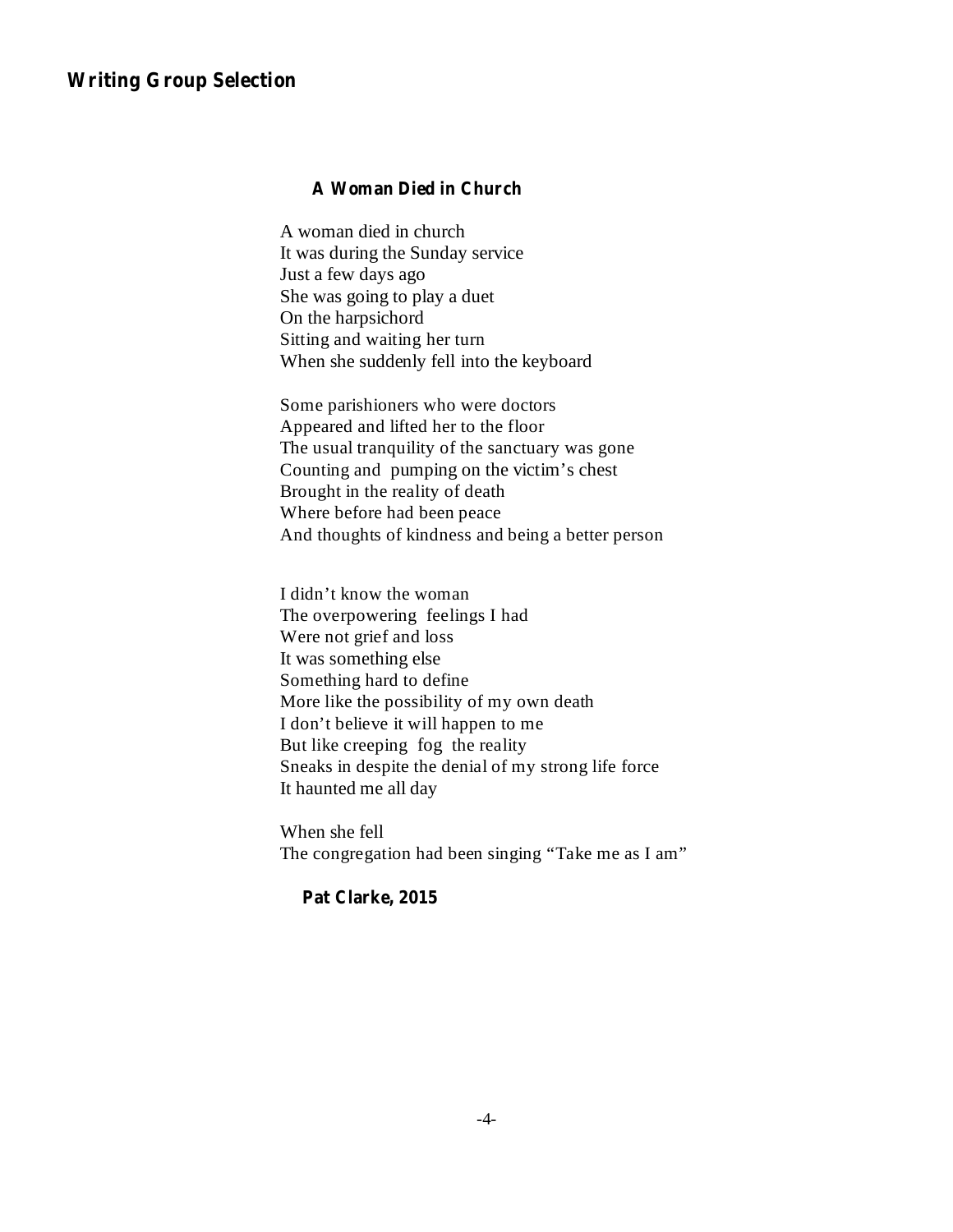## Writing Group Selection

### A Woman Died in Church

A woman died in church  
It was during the Sunday service  
Just a few days ago  
She was going to play a duet  
On the harpsichord  
Sitting and waiting her turn  
When she suddenly fell into the keyboard

Some parishioners who were doctors  
Appeared and lifted her to the floor  
The usual tranquility of the sanctuary was gone  
Counting and pumping on the victim's chest  
Brought in the reality of death  
Where before had been peace  
And thoughts of kindness and being a better person

I didn't know the woman  
The overpowering feelings I had  
Were not grief and loss  
It was something else  
Something hard to define  
More like the possibility of my own death  
I don't believe it will happen to me  
But like creeping fog the reality  
Sneaks in despite the denial of my strong life force  
It haunted me all day

When she fell  
The congregation had been singing "Take me as I am"

**Pat Clarke, 2015**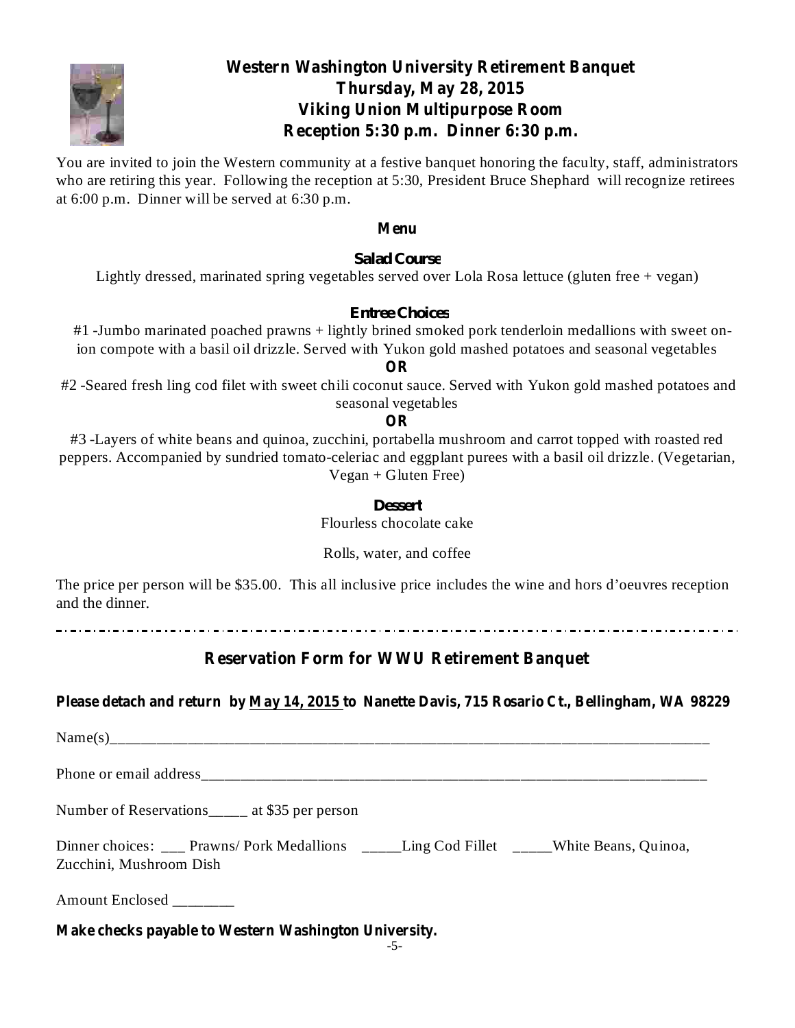# Western Washington University Retirement Banquet
## Thursday, May 28, 2015
## Viking Union Multipurpose Room
## Reception 5:30 p.m. Dinner 6:30 p.m.

You are invited to join the Western community at a festive banquet honoring the faculty, staff, administrators who are retiring this year. Following the reception at 5:30, President Bruce Shephard will recognize retirees at 6:00 p.m. Dinner will be served at 6:30 p.m.

### Menu

**Salad Course**

Lightly dressed, marinated spring vegetables served over Lola Rosa lettuce (gluten free + vegan)

**Entree Choices**

#1 -Jumbo marinated poached prawns + lightly brined smoked pork tenderloin medallions with sweet onion compote with a basil oil drizzle. Served with Yukon gold mashed potatoes and seasonal vegetables

**OR**

#2 -Seared fresh ling cod filet with sweet chili coconut sauce. Served with Yukon gold mashed potatoes and seasonal vegetables

**OR**

#3 -Layers of white beans and quinoa, zucchini, portabella mushroom and carrot topped with roasted red peppers. Accompanied by sundried tomato-celeriac and eggplant purees with a basil oil drizzle. (Vegetarian, Vegan + Gluten Free)

**Dessert**

Flourless chocolate cake

Rolls, water, and coffee

The price per person will be $35.00. This all inclusive price includes the wine and hors d'oeuvres reception and the dinner.

---

## Reservation Form for WWU Retirement Banquet

**Please detach and return by <u>May 14, 2015</u> to Nanette Davis, 715 Rosario Ct., Bellingham, WA 98229**

Name(s)________________________________________________________________________________

Phone or email address____________________________________________________________________

Number of Reservations_____ at $35 per person

Dinner choices: ___ Prawns/ Pork Medallions _____Ling Cod Fillet _____White Beans, Quinoa, Zucchini, Mushroom Dish

Amount Enclosed ________

**Make checks payable to Western Washington University.**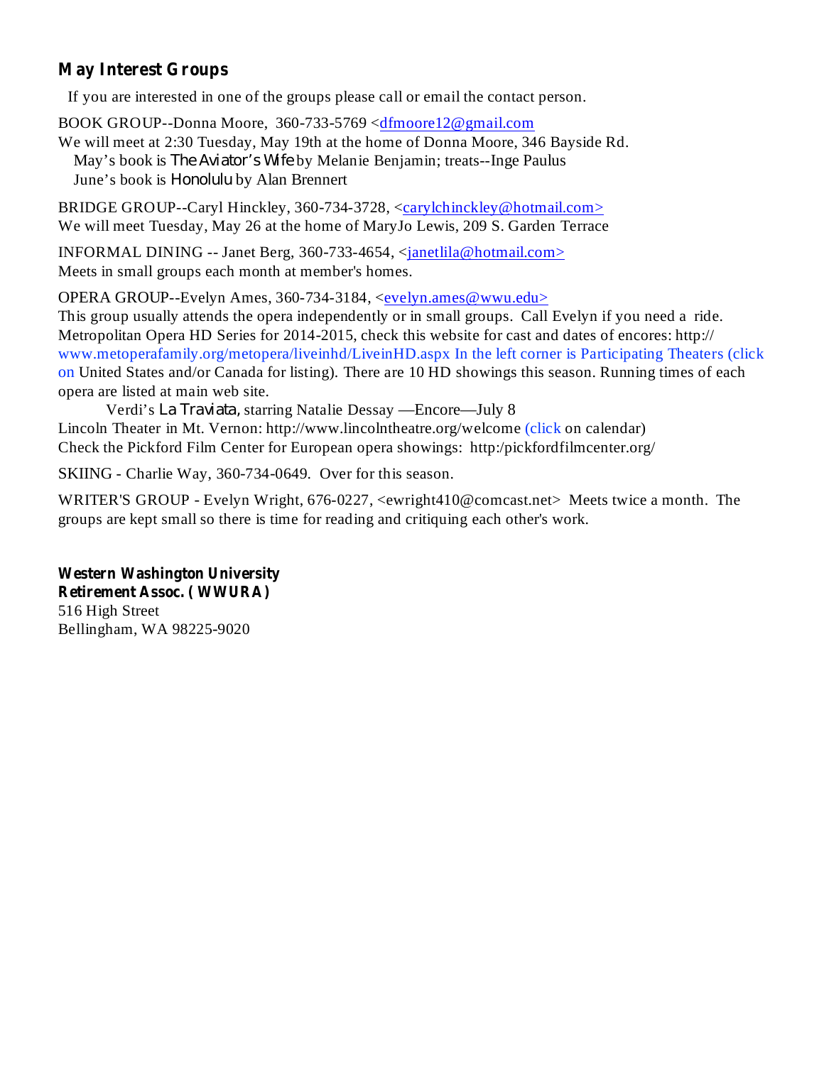## May Interest Groups

If you are interested in one of the groups please call or email the contact person.

BOOK GROUP--Donna Moore, 360-733-5769 <dfmoore12@gmail.com
We will meet at 2:30 Tuesday, May 19th at the home of Donna Moore, 346 Bayside Rd.
May's book is *The Aviator's Wife* by Melanie Benjamin; treats--Inge Paulus
June's book is *Honolulu* by Alan Brennert

BRIDGE GROUP--Caryl Hinckley, 360-734-3728, <carylchinckley@hotmail.com>
We will meet Tuesday, May 26 at the home of MaryJo Lewis, 209 S. Garden Terrace

INFORMAL DINING -- Janet Berg, 360-733-4654, <janetlila@hotmail.com>
Meets in small groups each month at member's homes.

OPERA GROUP--Evelyn Ames, 360-734-3184, <evelyn.ames@wwu.edu>
This group usually attends the opera independently or in small groups. Call Evelyn if you need a ride. Metropolitan Opera HD Series for 2014-2015, check this website for cast and dates of encores: http://www.metoperafamily.org/metopera/liveinhd/LiveinHD.aspx In the left corner is Participating Theaters (click on United States and/or Canada for listing). There are 10 HD showings this season. Running times of each opera are listed at main web site.

Verdi's *La Traviata*, starring Natalie Dessay —Encore—July 8

Lincoln Theater in Mt. Vernon: http://www.lincolntheatre.org/welcome (click on calendar)
Check the Pickford Film Center for European opera showings: http:/pickfordfilmcenter.org/

SKIING - Charlie Way, 360-734-0649. Over for this season.

WRITER'S GROUP - Evelyn Wright, 676-0227, <ewright410@comcast.net> Meets twice a month. The groups are kept small so there is time for reading and critiquing each other's work.

**Western Washington University**
**Retirement Assoc. ( WWURA)**
516 High Street
Bellingham, WA 98225-9020